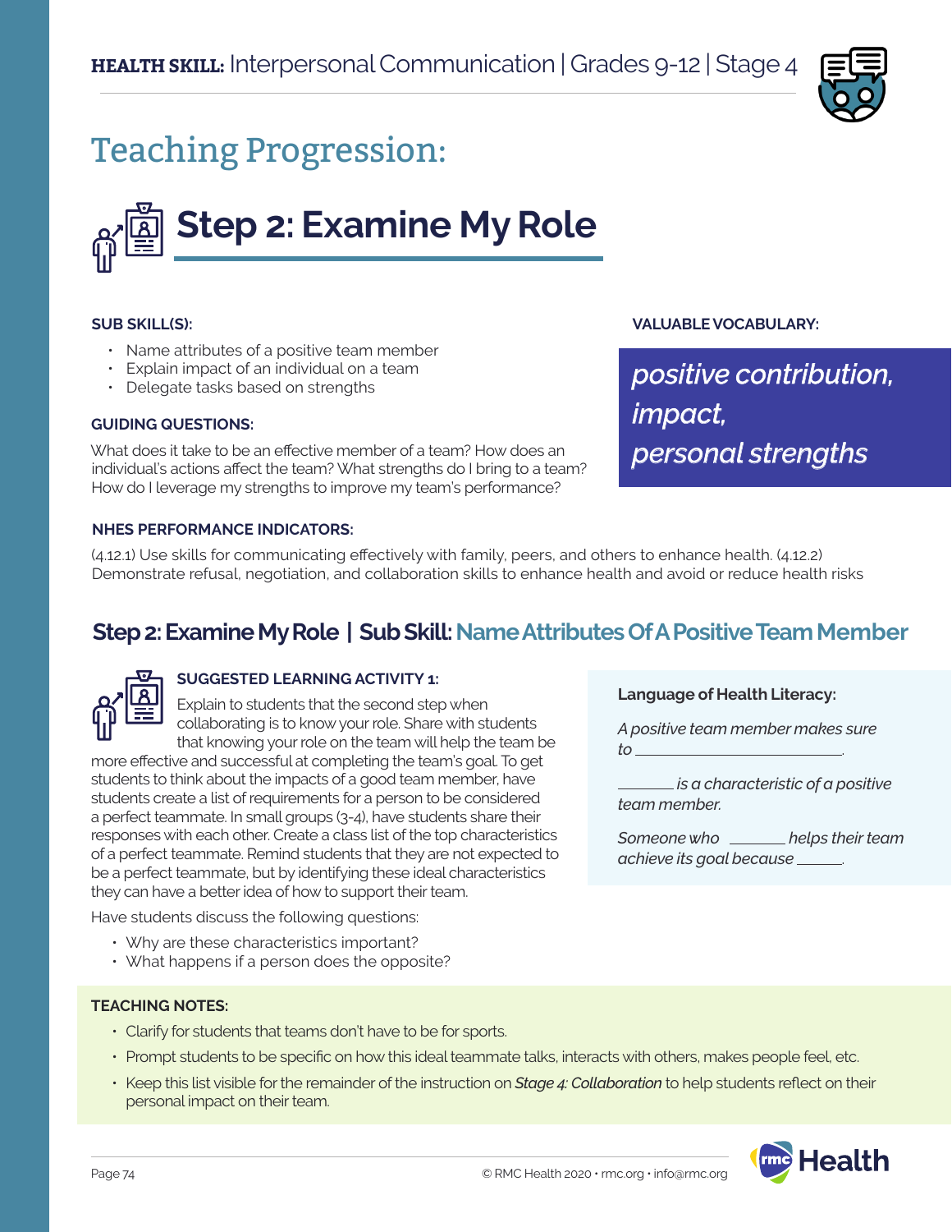**HEALTH SKILL:** Interpersonal Communication | Grades 9-12 | Stage 4

# Teaching Progression:

## Step 2: Examine My Role

**SUB SKILL(S):**

- Name attributes of a positive team member
- Explain impact of an individual on a team
- Delegate tasks based on strengths

**GUIDING QUESTIONS:**

What does it take to be an effective member of a team? How does an individual's actions affect the team? What strengths do I bring to a team? How do I leverage my strengths to improve my team's performance?

**VALUABLE VOCABULARY:**

*positive contribution, impact, personal strengths*

**NHES PERFORMANCE INDICATORS:**

(4.12.1) Use skills for communicating effectively with family, peers, and others to enhance health. (4.12.2) Demonstrate refusal, negotiation, and collaboration skills to enhance health and avoid or reduce health risks

### Step 2: Examine My Role | Sub Skill: Name Attributes Of A Positive Team Member

**SUGGESTED LEARNING ACTIVITY 1:**

Explain to students that the second step when collaborating is to know your role. Share with students that knowing your role on the team will help the team be more effective and successful at completing the team's goal. To get students to think about the impacts of a good team member, have students create a list of requirements for a person to be considered a perfect teammate. In small groups (3-4), have students share their responses with each other. Create a class list of the top characteristics of a perfect teammate. Remind students that they are not expected to be a perfect teammate, but by identifying these ideal characteristics they can have a better idea of how to support their team.

Have students discuss the following questions:

- Why are these characteristics important?
- What happens if a person does the opposite?

**Language of Health Literacy:**

*A positive team member makes sure to ______________________.*

*_______ is a characteristic of a positive team member.*

*Someone who _______ helps their team achieve its goal because _______.*

**TEACHING NOTES:**

- Clarify for students that teams don't have to be for sports.
- Prompt students to be specific on how this ideal teammate talks, interacts with others, makes people feel, etc.
- Keep this list visible for the remainder of the instruction on *Stage 4: Collaboration* to help students reflect on their personal impact on their team.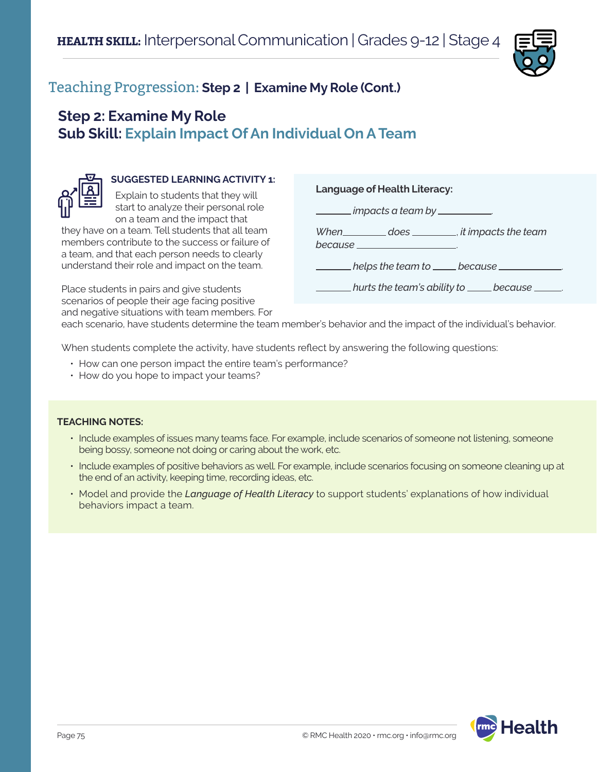**HEALTH SKILL:** Interpersonal Communication | Grades 9-12 | Stage 4

## Teaching Progression: Step 2 | Examine My Role (Cont.)

### Step 2: Examine My Role
### Sub Skill: Explain Impact Of An Individual On A Team

**SUGGESTED LEARNING ACTIVITY 1:**

Explain to students that they will start to analyze their personal role on a team and the impact that they have on a team. Tell students that all team members contribute to the success or failure of a team, and that each person needs to clearly understand their role and impact on the team.

Place students in pairs and give students scenarios of people their age facing positive and negative situations with team members. For each scenario, have students determine the team member's behavior and the impact of the individual's behavior.

**Language of Health Literacy:**

______ *impacts a team by* ________.

*When* ______ *does* ______, *it impacts the team because* ____________.

______ *helps the team to* ____ *because* __________.

______ *hurts the team's ability to* ____ *because* _____.

When students complete the activity, have students reflect by answering the following questions:

- How can one person impact the entire team's performance?
- How do you hope to impact your teams?

**TEACHING NOTES:**

- Include examples of issues many teams face. For example, include scenarios of someone not listening, someone being bossy, someone not doing or caring about the work, etc.
- Include examples of positive behaviors as well. For example, include scenarios focusing on someone cleaning up at the end of an activity, keeping time, recording ideas, etc.
- Model and provide the ***Language of Health Literacy*** to support students' explanations of how individual behaviors impact a team.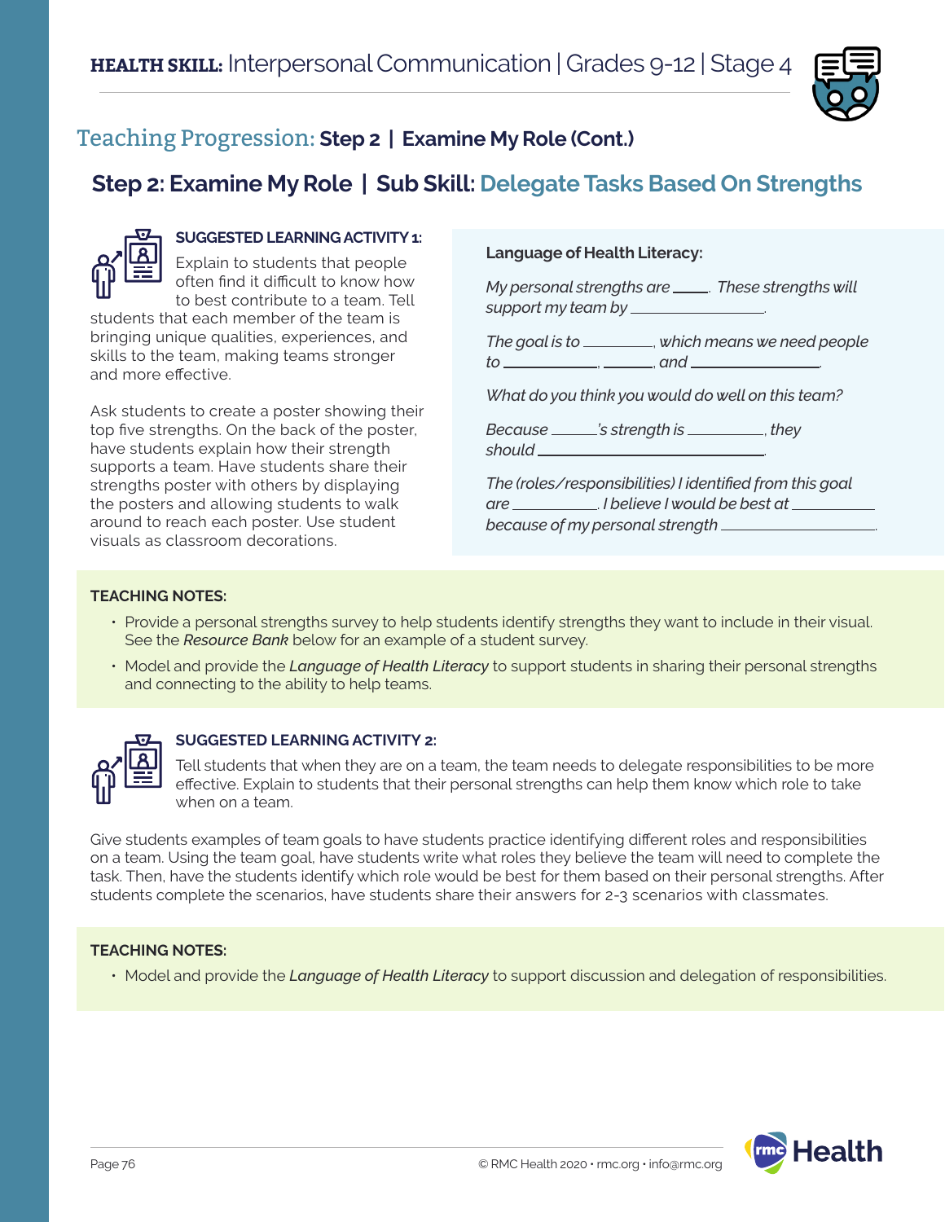## HEALTH SKILL: Interpersonal Communication | Grades 9-12 | Stage 4

# Teaching Progression: Step 2 | Examine My Role (Cont.)

## Step 2: Examine My Role | Sub Skill: Delegate Tasks Based On Strengths

### SUGGESTED LEARNING ACTIVITY 1:

Explain to students that people often find it difficult to know how to best contribute to a team. Tell students that each member of the team is bringing unique qualities, experiences, and skills to the team, making teams stronger and more effective.

Ask students to create a poster showing their top five strengths. On the back of the poster, have students explain how their strength supports a team. Have students share their strengths poster with others by displaying the posters and allowing students to walk around to reach each poster. Use student visuals as classroom decorations.

**Language of Health Literacy:**

*My personal strengths are ____. These strengths will support my team by ______________.*

*The goal is to ________, which means we need people to __________, ______, and ______________.*

*What do you think you would do well on this team?*

*Because _____'s strength is ________, they should ________________________.*

*The (roles/responsibilities) I identified from this goal are __________. I believe I would be best at __________ because of my personal strength ______________.*

**TEACHING NOTES:**

- Provide a personal strengths survey to help students identify strengths they want to include in their visual. See the *Resource Bank* below for an example of a student survey.
- Model and provide the *Language of Health Literacy* to support students in sharing their personal strengths and connecting to the ability to help teams.

### SUGGESTED LEARNING ACTIVITY 2:

Tell students that when they are on a team, the team needs to delegate responsibilities to be more effective. Explain to students that their personal strengths can help them know which role to take when on a team.

Give students examples of team goals to have students practice identifying different roles and responsibilities on a team. Using the team goal, have students write what roles they believe the team will need to complete the task. Then, have the students identify which role would be best for them based on their personal strengths. After students complete the scenarios, have students share their answers for 2-3 scenarios with classmates.

**TEACHING NOTES:**

- Model and provide the *Language of Health Literacy* to support discussion and delegation of responsibilities.